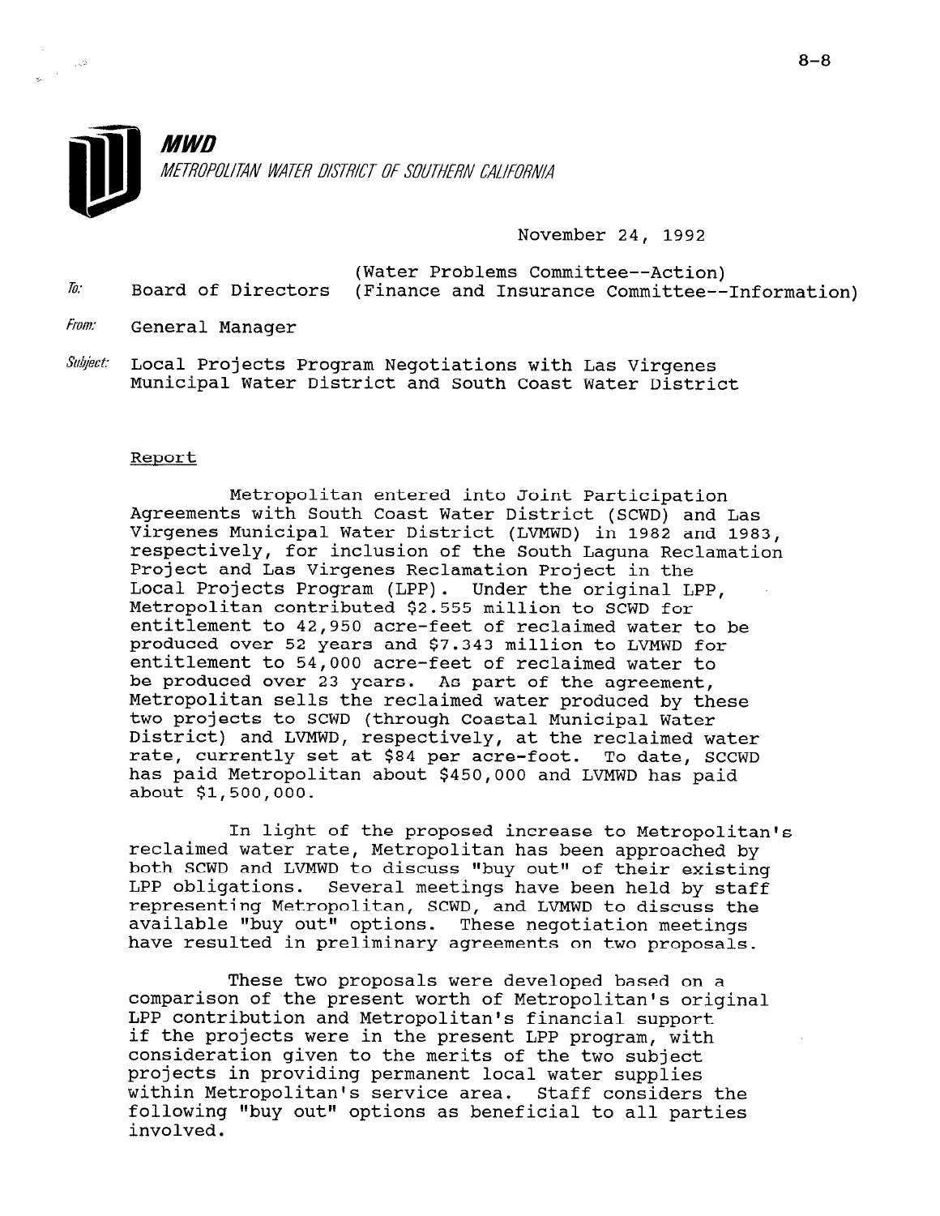**MWD**

*METROPOLITAN WATER DISTRICT OF SOUTHERN CALIFORNIA*

November 24, 1992

To: Board of Directors (Water Problems Committee--Action) (Finance and Insurance Committee--Information)

From: General Manager

Subject: Local Projects Program Negotiations with Las Virgenes Municipal Water District and South Coast Water District

Report

Metropolitan entered into Joint Participation Agreements with South Coast Water District (SCWD) and Las Virgenes Municipal Water District (LVMWD) in 1982 and 1983, respectively, for inclusion of the South Laguna Reclamation Project and Las Virgenes Reclamation Project in the Local Projects Program (LPP). Under the original LPP, Metropolitan contributed $2.555 million to SCWD for entitlement to 42,950 acre-feet of reclaimed water to be produced over 52 years and $7.343 million to LVMWD for entitlement to 54,000 acre-feet of reclaimed water to be produced over 23 years. As part of the agreement, Metropolitan sells the reclaimed water produced by these two projects to SCWD (through Coastal Municipal Water District) and LVMWD, respectively, at the reclaimed water rate, currently set at $84 per acre-foot. To date, SCCWD has paid Metropolitan about $450,000 and LVMWD has paid about $1,500,000.

In light of the proposed increase to Metropolitan's reclaimed water rate, Metropolitan has been approached by both SCWD and LVMWD to discuss "buy out" of their existing LPP obligations. Several meetings have been held by staff representing Metropolitan, SCWD, and LVMWD to discuss the available "buy out" options. These negotiation meetings have resulted in preliminary agreements on two proposals.

These two proposals were developed based on a comparison of the present worth of Metropolitan's original LPP contribution and Metropolitan's financial support if the projects were in the present LPP program, with consideration given to the merits of the two subject projects in providing permanent local water supplies within Metropolitan's service area. Staff considers the following "buy out" options as beneficial to all parties involved.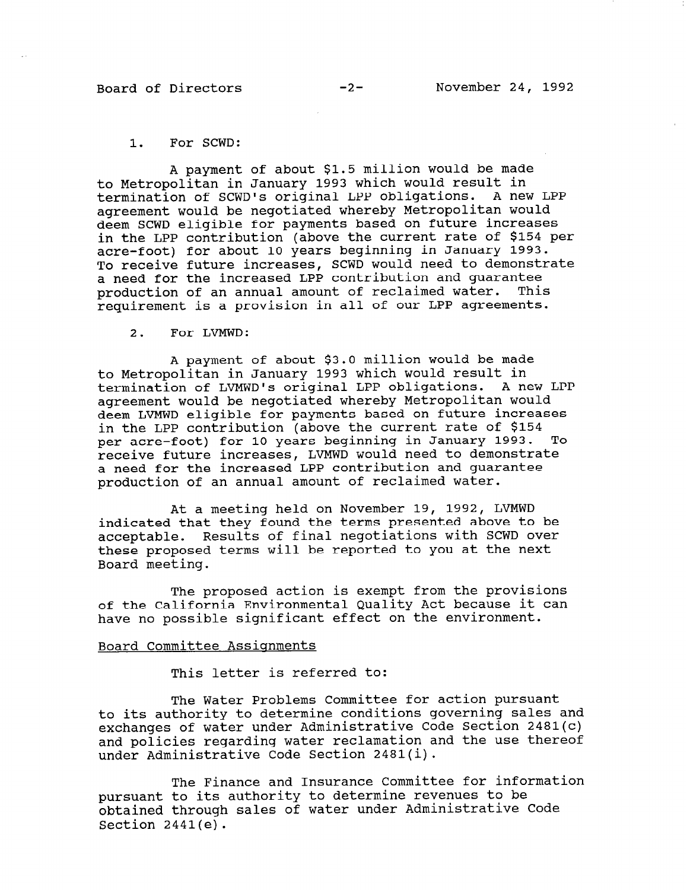1. For SCWD:

   A payment of about $1.5 million would be made to Metropolitan in January 1993 which would result in termination of SCWD's original LPP obligations. A new LPP agreement would be negotiated whereby Metropolitan would deem SCWD eligible for payments based on future increases in the LPP contribution (above the current rate of $154 per acre-foot) for about 10 years beginning in January 1993. To receive future increases, SCWD would need to demonstrate a need for the increased LPP contribution and guarantee production of an annual amount of reclaimed water. This requirement is a provision in all of our LPP agreements.

2. For LVMWD:

   A payment of about $3.0 million would be made to Metropolitan in January 1993 which would result in termination of LVMWD's original LPP obligations. A new LPP agreement would be negotiated whereby Metropolitan would deem LVMWD eligible for payments based on future increases in the LPP contribution (above the current rate of $154 per acre-foot) for 10 years beginning in January 1993. To receive future increases, LVMWD would need to demonstrate a need for the increased LPP contribution and guarantee production of an annual amount of reclaimed water.

At a meeting held on November 19, 1992, LVMWD indicated that they found the terms presented above to be acceptable. Results of final negotiations with SCWD over these proposed terms will be reported to you at the next Board meeting.

The proposed action is exempt from the provisions of the California Environmental Quality Act because it can have no possible significant effect on the environment.

Board Committee Assignments

This letter is referred to:

The Water Problems Committee for action pursuant to its authority to determine conditions governing sales and exchanges of water under Administrative Code Section 2481(c) and policies regarding water reclamation and the use thereof under Administrative Code Section 2481(i).

The Finance and Insurance Committee for information pursuant to its authority to determine revenues to be obtained through sales of water under Administrative Code Section 2441(e).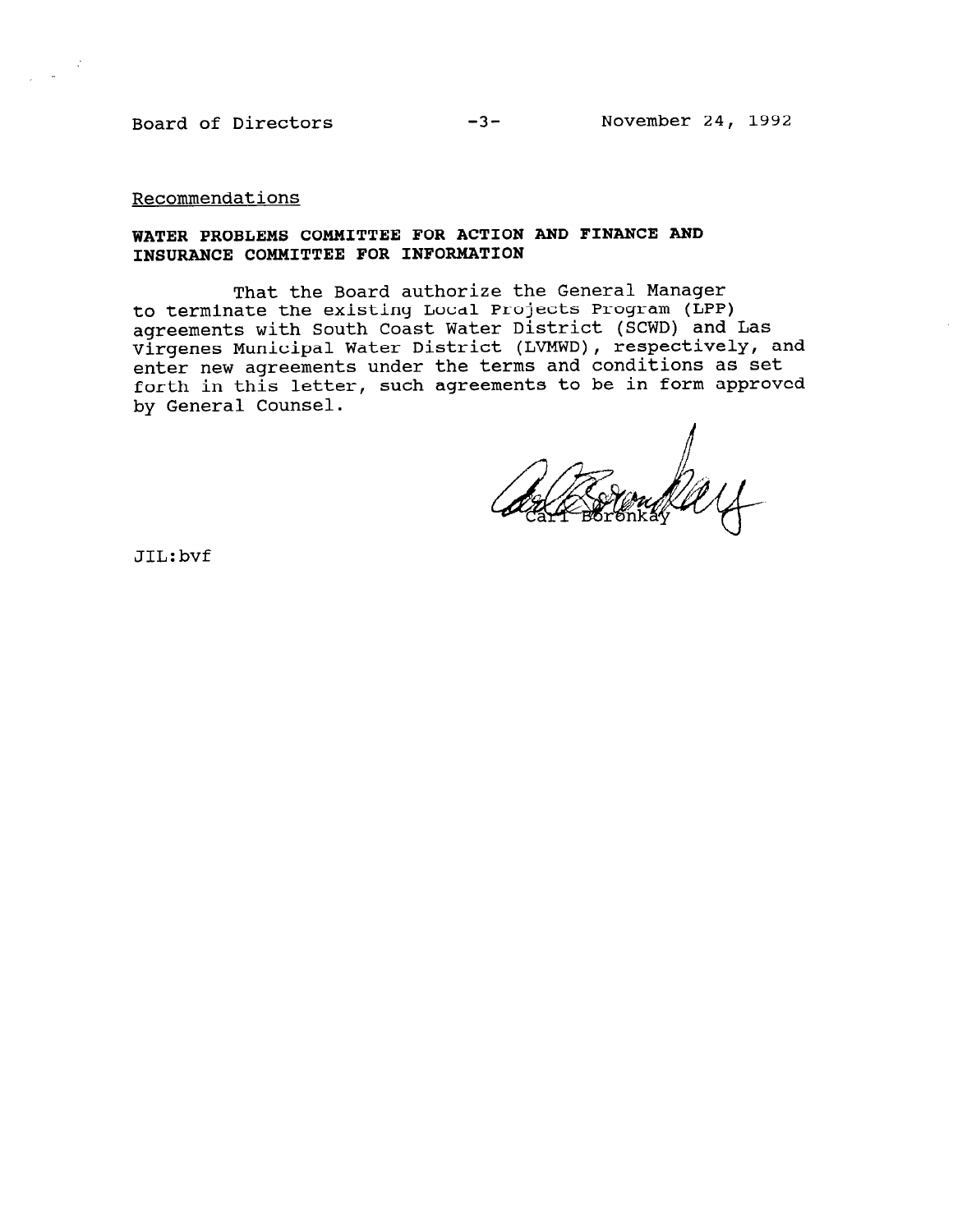Recommendations

**WATER PROBLEMS COMMITTEE FOR ACTION AND FINANCE AND INSURANCE COMMITTEE FOR INFORMATION**

That the Board authorize the General Manager to terminate the existing Local Projects Program (LPP) agreements with South Coast Water District (SCWD) and Las Virgenes Municipal Water District (LVMWD), respectively, and enter new agreements under the terms and conditions as set forth in this letter, such agreements to be in form approved by General Counsel.

Carl Boronkay

JIL:bvf